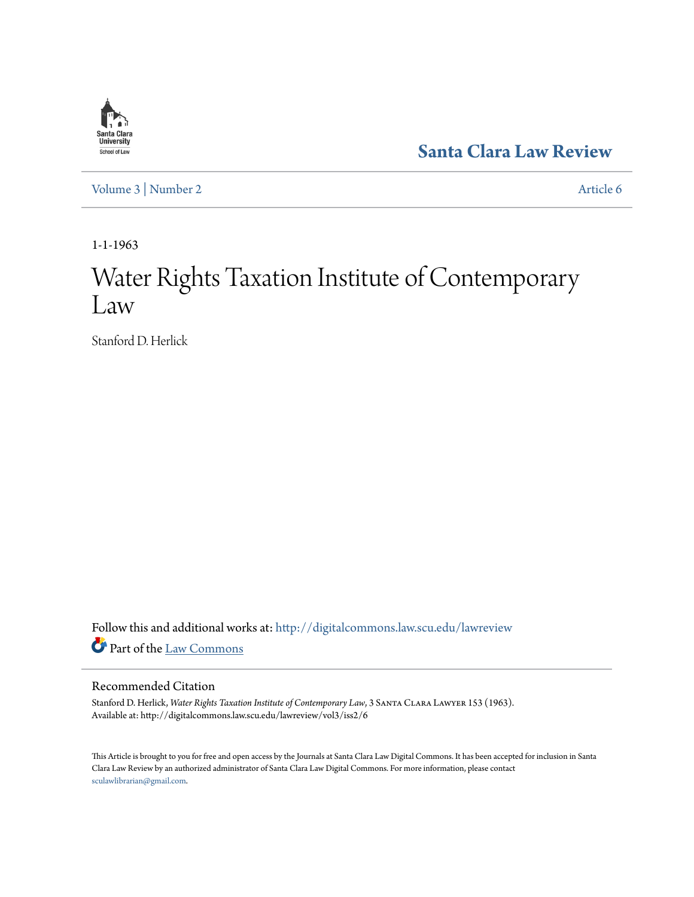Santa Clara University School of Law

# Santa Clara Law Review

Volume 3 | Number 2 Article 6

1-1-1963

# Water Rights Taxation Institute of Contemporary Law

Stanford D. Herlick

Follow this and additional works at: http://digitalcommons.law.scu.edu/lawreview

Part of the Law Commons

## Recommended Citation

Stanford D. Herlick, *Water Rights Taxation Institute of Contemporary Law*, 3 Santa Clara Lawyer 153 (1963).
Available at: http://digitalcommons.law.scu.edu/lawreview/vol3/iss2/6

This Article is brought to you for free and open access by the Journals at Santa Clara Law Digital Commons. It has been accepted for inclusion in Santa Clara Law Review by an authorized administrator of Santa Clara Law Digital Commons. For more information, please contact sculawlibrarian@gmail.com.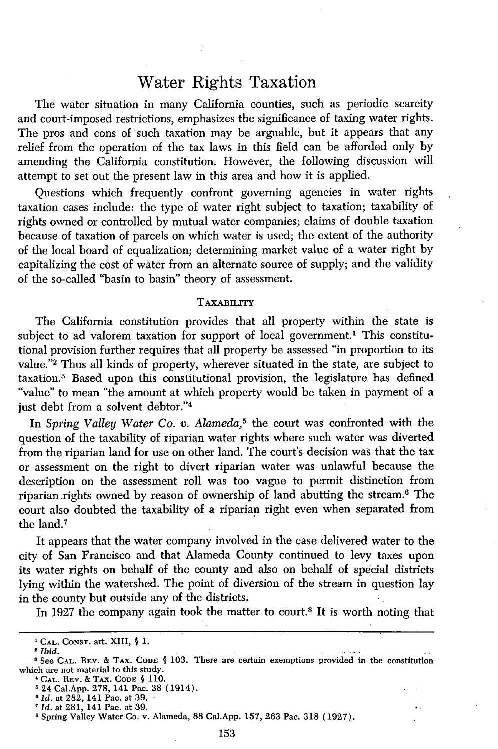# Water Rights Taxation

The water situation in many California counties, such as periodic scarcity and court-imposed restrictions, emphasizes the significance of taxing water rights. The pros and cons of such taxation may be arguable, but it appears that any relief from the operation of the tax laws in this field can be afforded only by amending the California constitution. However, the following discussion will attempt to set out the present law in this area and how it is applied.

Questions which frequently confront governing agencies in water rights taxation cases include: the type of water right subject to taxation; taxability of rights owned or controlled by mutual water companies; claims of double taxation because of taxation of parcels on which water is used; the extent of the authority of the local board of equalization; determining market value of a water right by capitalizing the cost of water from an alternate source of supply; and the validity of the so-called "basin to basin" theory of assessment.

## TAXABILITY

The California constitution provides that all property within the state is subject to ad valorem taxation for support of local government.[1] This constitutional provision further requires that all property be assessed "in proportion to its value."[2] Thus all kinds of property, wherever situated in the state, are subject to taxation.[3] Based upon this constitutional provision, the legislature has defined "value" to mean "the amount at which property would be taken in payment of a just debt from a solvent debtor."[4]

In *Spring Valley Water Co. v. Alameda*,[5] the court was confronted with the question of the taxability of riparian water rights where such water was diverted from the riparian land for use on other land. The court's decision was that the tax or assessment on the right to divert riparian water was unlawful because the description on the assessment roll was too vague to permit distinction from riparian rights owned by reason of ownership of land abutting the stream.[6] The court also doubted the taxability of a riparian right even when separated from the land.[7]

It appears that the water company involved in the case delivered water to the city of San Francisco and that Alameda County continued to levy taxes upon its water rights on behalf of the county and also on behalf of special districts lying within the watershed. The point of diversion of the stream in question lay in the county but outside any of the districts.

In 1927 the company again took the matter to court.[8] It is worth noting that

---

[1] CAL. CONST. art. XIII, § 1.

[2] *Ibid.*

[3] See CAL. REV. & TAX. CODE § 103. There are certain exemptions provided in the constitution which are not material to this study.

[4] CAL. REV. & TAX. CODE § 110.

[5] 24 Cal.App. 278, 141 Pac. 38 (1914).

[6] *Id.* at 282, 141 Pac. at 39.

[7] *Id.* at 281, 141 Pac. at 39.

[8] Spring Valley Water Co. v. Alameda, 88 Cal.App. 157, 263 Pac. 318 (1927).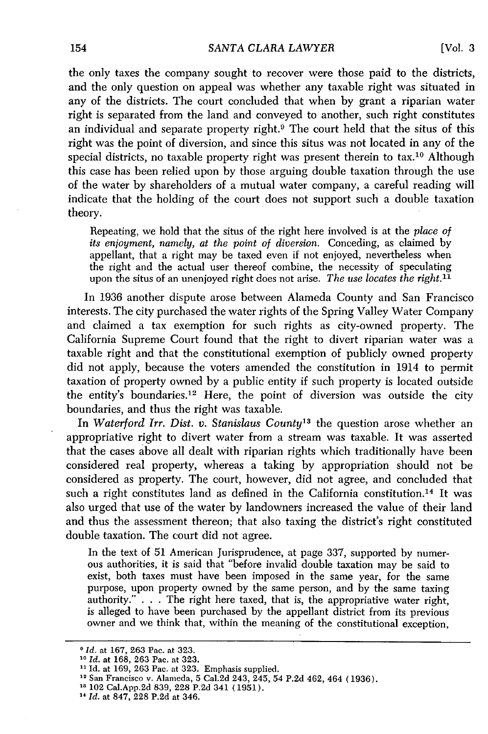the only taxes the company sought to recover were those paid to the districts, and the only question on appeal was whether any taxable right was situated in any of the districts. The court concluded that when by grant a riparian water right is separated from the land and conveyed to another, such right constitutes an individual and separate property right.[9] The court held that the situs of this right was the point of diversion, and since this situs was not located in any of the special districts, no taxable property right was present therein to tax.[10] Although this case has been relied upon by those arguing double taxation through the use of the water by shareholders of a mutual water company, a careful reading will indicate that the holding of the court does not support such a double taxation theory.

> Repeating, we hold that the situs of the right here involved is at the *place of its enjoyment, namely, at the point of diversion.* Conceding, as claimed by appellant, that a right may be taxed even if not enjoyed, nevertheless when the right and the actual user thereof combine, the necessity of speculating upon the situs of an unenjoyed right does not arise. *The use locates the right.*[11]

In 1936 another dispute arose between Alameda County and San Francisco interests. The city purchased the water rights of the Spring Valley Water Company and claimed a tax exemption for such rights as city-owned property. The California Supreme Court found that the right to divert riparian water was a taxable right and that the constitutional exemption of publicly owned property did not apply, because the voters amended the constitution in 1914 to permit taxation of property owned by a public entity if such property is located outside the entity's boundaries.[12] Here, the point of diversion was outside the city boundaries, and thus the right was taxable.

In *Waterford Irr. Dist. v. Stanislaus County*[13] the question arose whether an appropriative right to divert water from a stream was taxable. It was asserted that the cases above all dealt with riparian rights which traditionally have been considered real property, whereas a taking by appropriation should not be considered as property. The court, however, did not agree, and concluded that such a right constitutes land as defined in the California constitution.[14] It was also urged that use of the water by landowners increased the value of their land and thus the assessment thereon; that also taxing the district's right constituted double taxation. The court did not agree.

> In the text of 51 American Jurisprudence, at page 337, supported by numerous authorities, it is said that "before invalid double taxation may be said to exist, both taxes must have been imposed in the same year, for the same purpose, upon property owned by the same person, and by the same taxing authority." . . . The right here taxed, that is, the appropriative water right, is alleged to have been purchased by the appellant district from its previous owner and we think that, within the meaning of the constitutional exception,

---

[9] *Id.* at 167, 263 Pac. at 323.

[10] *Id.* at 168, 263 Pac. at 323.

[11] Id. at 169, 263 Pac. at 323. Emphasis supplied.

[12] San Francisco v. Alameda, 5 Cal.2d 243, 245, 54 P.2d 462, 464 (1936).

[13] 102 Cal.App.2d 839, 228 P.2d 341 (1951).

[14] *Id.* at 847, 228 P.2d at 346.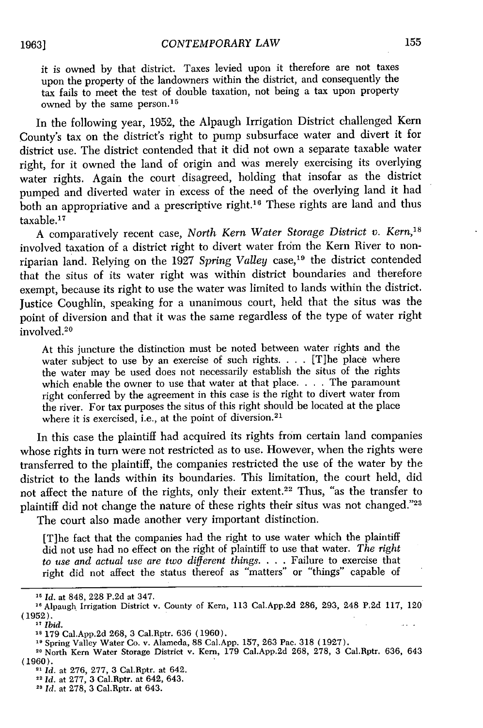it is owned by that district. Taxes levied upon it therefore are not taxes upon the property of the landowners within the district, and consequently the tax fails to meet the test of double taxation, not being a tax upon property owned by the same person.[15]

In the following year, 1952, the Alpaugh Irrigation District challenged Kern County's tax on the district's right to pump subsurface water and divert it for district use. The district contended that it did not own a separate taxable water right, for it owned the land of origin and was merely exercising its overlying water rights. Again the court disagreed, holding that insofar as the district pumped and diverted water in excess of the need of the overlying land it had both an appropriative and a prescriptive right.[16] These rights are land and thus taxable.[17]

A comparatively recent case, *North Kern Water Storage District v. Kern*,[18] involved taxation of a district right to divert water from the Kern River to non-riparian land. Relying on the 1927 *Spring Valley* case,[19] the district contended that the situs of its water right was within district boundaries and therefore exempt, because its right to use the water was limited to lands within the district. Justice Coughlin, speaking for a unanimous court, held that the situs was the point of diversion and that it was the same regardless of the type of water right involved.[20]

> At this juncture the distinction must be noted between water rights and the water subject to use by an exercise of such rights. . . . [T]he place where the water may be used does not necessarily establish the situs of the rights which enable the owner to use that water at that place. . . . The paramount right conferred by the agreement in this case is the right to divert water from the river. For tax purposes the situs of this right should be located at the place where it is exercised, i.e., at the point of diversion.[21]

In this case the plaintiff had acquired its rights from certain land companies whose rights in turn were not restricted as to use. However, when the rights were transferred to the plaintiff, the companies restricted the use of the water by the district to the lands within its boundaries. This limitation, the court held, did not affect the nature of the rights, only their extent.[22] Thus, "as the transfer to plaintiff did not change the nature of these rights their situs was not changed."[23]

The court also made another very important distinction.

> [T]he fact that the companies had the right to use water which the plaintiff did not use had no effect on the right of plaintiff to use that water. *The right to use and actual use are two different things.* . . . Failure to exercise that right did not affect the status thereof as "matters" or "things" capable of

---

[15] *Id.* at 848, 228 P.2d at 347.

[16] Alpaugh Irrigation District v. County of Kern, 113 Cal.App.2d 286, 293, 248 P.2d 117, 120 (1952).

[17] *Ibid.*

[18] 179 Cal.App.2d 268, 3 Cal.Rptr. 636 (1960).

[19] Spring Valley Water Co. v. Alameda, 88 Cal.App. 157, 263 Pac. 318 (1927).

[20] North Kern Water Storage District v. Kern, 179 Cal.App.2d 268, 278, 3 Cal.Rptr. 636, 643 (1960).

[21] *Id.* at 276, 277, 3 Cal.Rptr. at 642.

[22] *Id.* at 277, 3 Cal.Rptr. at 642, 643.

[23] *Id.* at 278, 3 Cal.Rptr. at 643.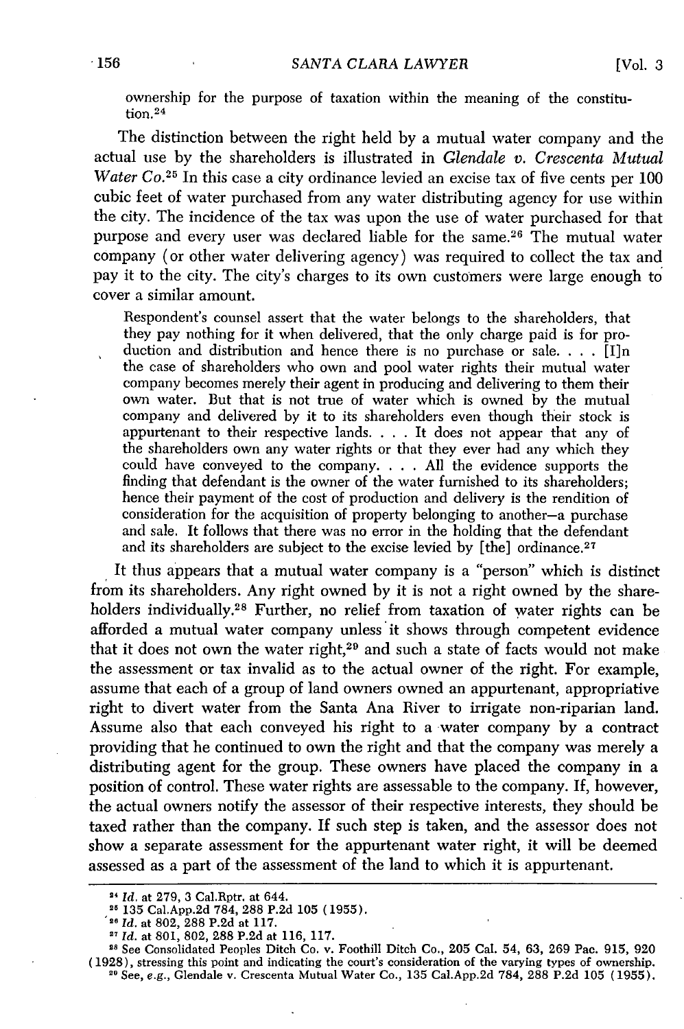ownership for the purpose of taxation within the meaning of the constitution.[24]

The distinction between the right held by a mutual water company and the actual use by the shareholders is illustrated in *Glendale v. Crescenta Mutual Water Co.*[25] In this case a city ordinance levied an excise tax of five cents per 100 cubic feet of water purchased from any water distributing agency for use within the city. The incidence of the tax was upon the use of water purchased for that purpose and every user was declared liable for the same.[26] The mutual water company (or other water delivering agency) was required to collect the tax and pay it to the city. The city's charges to its own customers were large enough to cover a similar amount.

> Respondent's counsel assert that the water belongs to the shareholders, that they pay nothing for it when delivered, that the only charge paid is for production and distribution and hence there is no purchase or sale. . . . [I]n the case of shareholders who own and pool water rights their mutual water company becomes merely their agent in producing and delivering to them their own water. But that is not true of water which is owned by the mutual company and delivered by it to its shareholders even though their stock is appurtenant to their respective lands. . . . It does not appear that any of the shareholders own any water rights or that they ever had any which they could have conveyed to the company. . . . All the evidence supports the finding that defendant is the owner of the water furnished to its shareholders; hence their payment of the cost of production and delivery is the rendition of consideration for the acquisition of property belonging to another—a purchase and sale. It follows that there was no error in the holding that the defendant and its shareholders are subject to the excise levied by [the] ordinance.[27]

It thus appears that a mutual water company is a "person" which is distinct from its shareholders. Any right owned by it is not a right owned by the shareholders individually.[28] Further, no relief from taxation of water rights can be afforded a mutual water company unless it shows through competent evidence that it does not own the water right,[29] and such a state of facts would not make the assessment or tax invalid as to the actual owner of the right. For example, assume that each of a group of land owners owned an appurtenant, appropriative right to divert water from the Santa Ana River to irrigate non-riparian land. Assume also that each conveyed his right to a water company by a contract providing that he continued to own the right and that the company was merely a distributing agent for the group. These owners have placed the company in a position of control. These water rights are assessable to the company. If, however, the actual owners notify the assessor of their respective interests, they should be taxed rather than the company. If such step is taken, and the assessor does not show a separate assessment for the appurtenant water right, it will be deemed assessed as a part of the assessment of the land to which it is appurtenant.

---

[24] *Id.* at 279, 3 Cal.Rptr. at 644.

[25] 135 Cal.App.2d 784, 288 P.2d 105 (1955).

[26] *Id.* at 802, 288 P.2d at 117.

[27] *Id.* at 801, 802, 288 P.2d at 116, 117.

[28] See Consolidated Peoples Ditch Co. v. Foothill Ditch Co., 205 Cal. 54, 63, 269 Pac. 915, 920 (1928), stressing this point and indicating the court's consideration of the varying types of ownership.

[29] See, *e.g.*, Glendale v. Crescenta Mutual Water Co., 135 Cal.App.2d 784, 288 P.2d 105 (1955).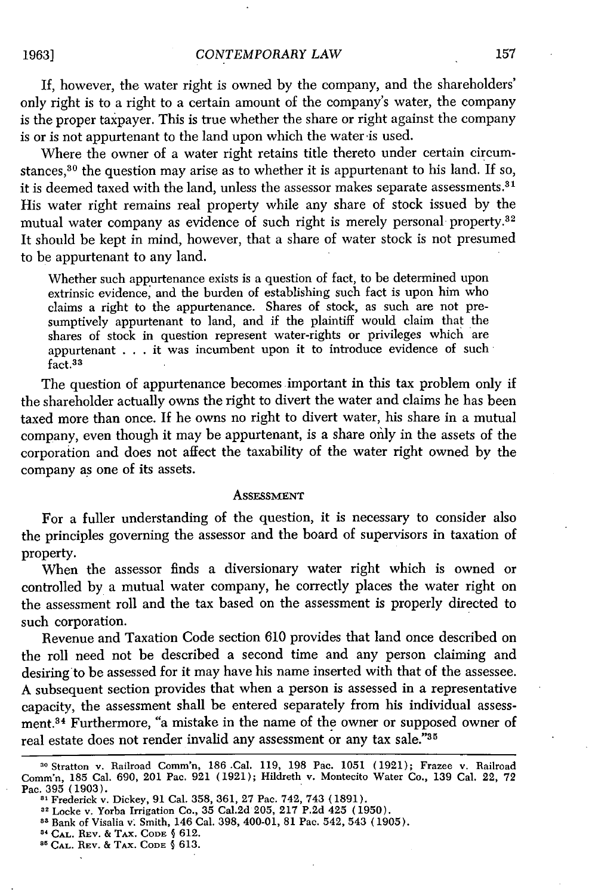If, however, the water right is owned by the company, and the shareholders' only right is to a right to a certain amount of the company's water, the company is the proper taxpayer. This is true whether the share or right against the company is or is not appurtenant to the land upon which the water is used.

Where the owner of a water right retains title thereto under certain circumstances,[30] the question may arise as to whether it is appurtenant to his land. If so, it is deemed taxed with the land, unless the assessor makes separate assessments.[31] His water right remains real property while any share of stock issued by the mutual water company as evidence of such right is merely personal property.[32] It should be kept in mind, however, that a share of water stock is not presumed to be appurtenant to any land.

> Whether such appurtenance exists is a question of fact, to be determined upon extrinsic evidence, and the burden of establishing such fact is upon him who claims a right to the appurtenance. Shares of stock, as such are not presumptively appurtenant to land, and if the plaintiff would claim that the shares of stock in question represent water-rights or privileges which are appurtenant . . . it was incumbent upon it to introduce evidence of such fact.[33]

The question of appurtenance becomes important in this tax problem only if the shareholder actually owns the right to divert the water and claims he has been taxed more than once. If he owns no right to divert water, his share in a mutual company, even though it may be appurtenant, is a share only in the assets of the corporation and does not affect the taxability of the water right owned by the company as one of its assets.

## Assessment

For a fuller understanding of the question, it is necessary to consider also the principles governing the assessor and the board of supervisors in taxation of property.

When the assessor finds a diversionary water right which is owned or controlled by a mutual water company, he correctly places the water right on the assessment roll and the tax based on the assessment is properly directed to such corporation.

Revenue and Taxation Code section 610 provides that land once described on the roll need not be described a second time and any person claiming and desiring to be assessed for it may have his name inserted with that of the assessee. A subsequent section provides that when a person is assessed in a representative capacity, the assessment shall be entered separately from his individual assessment.[34] Furthermore, "a mistake in the name of the owner or supposed owner of real estate does not render invalid any assessment or any tax sale."[35]

---

[30] Stratton v. Railroad Comm'n, 186 Cal. 119, 198 Pac. 1051 (1921); Frazee v. Railroad Comm'n, 185 Cal. 690, 201 Pac. 921 (1921); Hildreth v. Montecito Water Co., 139 Cal. 22, 72 Pac. 395 (1903).

[31] Frederick v. Dickey, 91 Cal. 358, 361, 27 Pac. 742, 743 (1891).

[32] Locke v. Yorba Irrigation Co., 35 Cal.2d 205, 217 P.2d 425 (1950).

[33] Bank of Visalia v. Smith, 146 Cal. 398, 400-01, 81 Pac. 542, 543 (1905).

[34] CAL. REV. & TAX. CODE § 612.

[35] CAL. REV. & TAX. CODE § 613.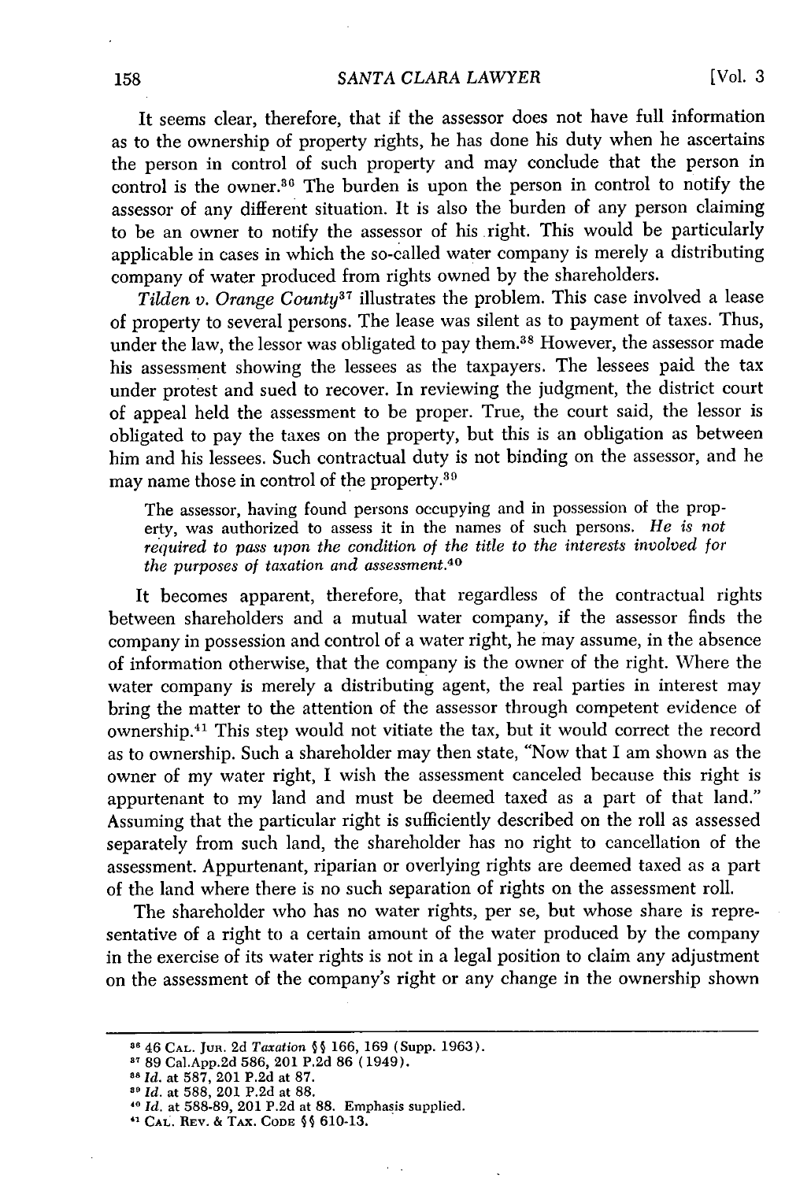It seems clear, therefore, that if the assessor does not have full information as to the ownership of property rights, he has done his duty when he ascertains the person in control of such property and may conclude that the person in control is the owner.[36] The burden is upon the person in control to notify the assessor of any different situation. It is also the burden of any person claiming to be an owner to notify the assessor of his right. This would be particularly applicable in cases in which the so-called water company is merely a distributing company of water produced from rights owned by the shareholders.

*Tilden v. Orange County*[37] illustrates the problem. This case involved a lease of property to several persons. The lease was silent as to payment of taxes. Thus, under the law, the lessor was obligated to pay them.[38] However, the assessor made his assessment showing the lessees as the taxpayers. The lessees paid the tax under protest and sued to recover. In reviewing the judgment, the district court of appeal held the assessment to be proper. True, the court said, the lessor is obligated to pay the taxes on the property, but this is an obligation as between him and his lessees. Such contractual duty is not binding on the assessor, and he may name those in control of the property.[39]

> The assessor, having found persons occupying and in possession of the property, was authorized to assess it in the names of such persons. *He is not required to pass upon the condition of the title to the interests involved for the purposes of taxation and assessment.*[40]

It becomes apparent, therefore, that regardless of the contractual rights between shareholders and a mutual water company, if the assessor finds the company in possession and control of a water right, he may assume, in the absence of information otherwise, that the company is the owner of the right. Where the water company is merely a distributing agent, the real parties in interest may bring the matter to the attention of the assessor through competent evidence of ownership.[41] This step would not vitiate the tax, but it would correct the record as to ownership. Such a shareholder may then state, "Now that I am shown as the owner of my water right, I wish the assessment canceled because this right is appurtenant to my land and must be deemed taxed as a part of that land." Assuming that the particular right is sufficiently described on the roll as assessed separately from such land, the shareholder has no right to cancellation of the assessment. Appurtenant, riparian or overlying rights are deemed taxed as a part of the land where there is no such separation of rights on the assessment roll.

The shareholder who has no water rights, per se, but whose share is representative of a right to a certain amount of the water produced by the company in the exercise of its water rights is not in a legal position to claim any adjustment on the assessment of the company's right or any change in the ownership shown

---

[36] 46 CAL. JUR. 2d *Taxation* §§ 166, 169 (Supp. 1963).

[37] 89 Cal.App.2d 586, 201 P.2d 86 (1949).

[38] *Id.* at 587, 201 P.2d at 87.

[39] *Id.* at 588, 201 P.2d at 88.

[40] *Id.* at 588-89, 201 P.2d at 88. Emphasis supplied.

[41] CAL. REV. & TAX. CODE §§ 610-13.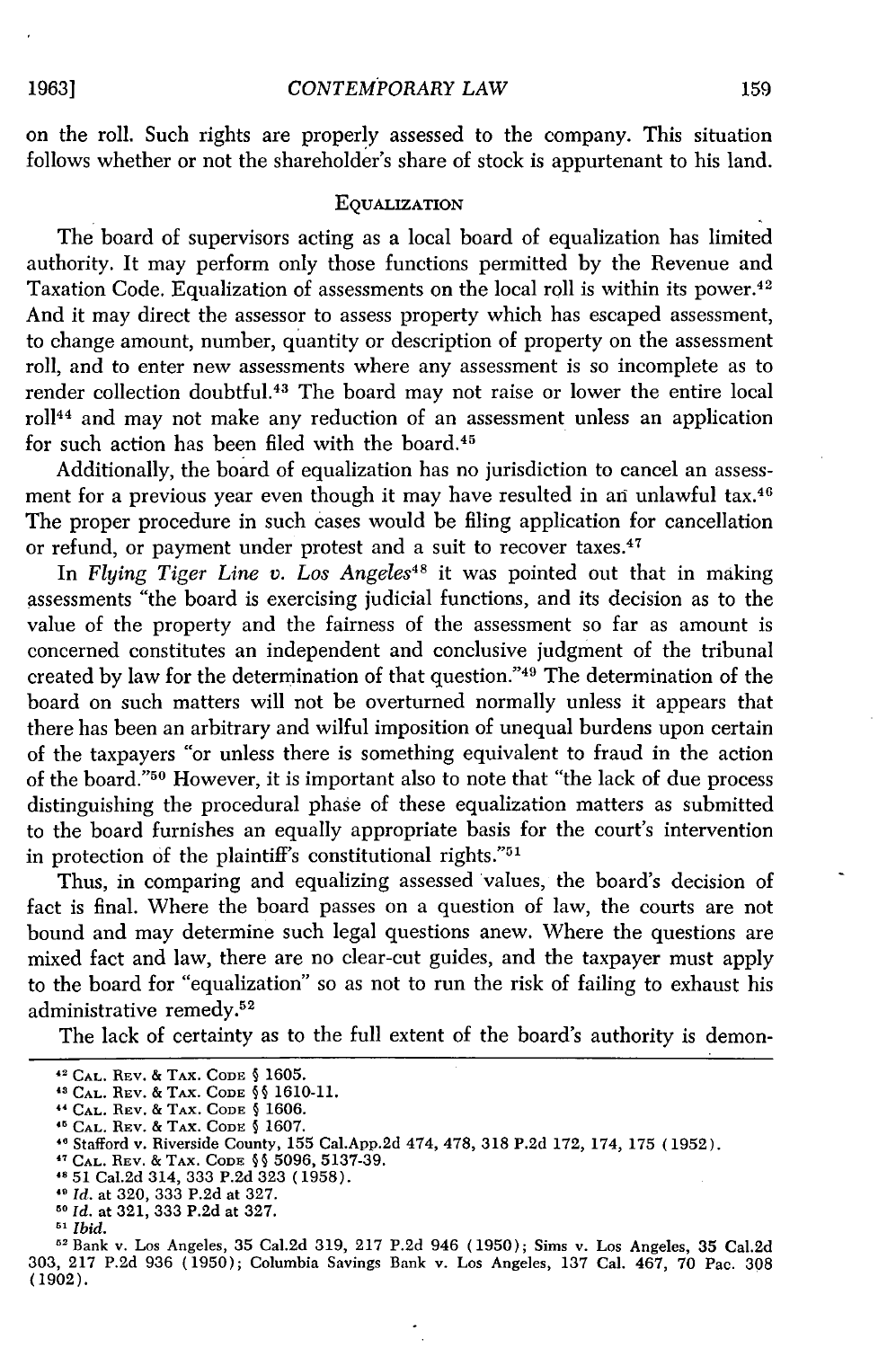on the roll. Such rights are properly assessed to the company. This situation follows whether or not the shareholder's share of stock is appurtenant to his land.

## EQUALIZATION

The board of supervisors acting as a local board of equalization has limited authority. It may perform only those functions permitted by the Revenue and Taxation Code. Equalization of assessments on the local roll is within its power.[42] And it may direct the assessor to assess property which has escaped assessment, to change amount, number, quantity or description of property on the assessment roll, and to enter new assessments where any assessment is so incomplete as to render collection doubtful.[43] The board may not raise or lower the entire local roll[44] and may not make any reduction of an assessment unless an application for such action has been filed with the board.[45]

Additionally, the board of equalization has no jurisdiction to cancel an assessment for a previous year even though it may have resulted in an unlawful tax.[46] The proper procedure in such cases would be filing application for cancellation or refund, or payment under protest and a suit to recover taxes.[47]

In *Flying Tiger Line v. Los Angeles*[48] it was pointed out that in making assessments "the board is exercising judicial functions, and its decision as to the value of the property and the fairness of the assessment so far as amount is concerned constitutes an independent and conclusive judgment of the tribunal created by law for the determination of that question."[49] The determination of the board on such matters will not be overturned normally unless it appears that there has been an arbitrary and wilful imposition of unequal burdens upon certain of the taxpayers "or unless there is something equivalent to fraud in the action of the board."[50] However, it is important also to note that "the lack of due process distinguishing the procedural phase of these equalization matters as submitted to the board furnishes an equally appropriate basis for the court's intervention in protection of the plaintiff's constitutional rights."[51]

Thus, in comparing and equalizing assessed values, the board's decision of fact is final. Where the board passes on a question of law, the courts are not bound and may determine such legal questions anew. Where the questions are mixed fact and law, there are no clear-cut guides, and the taxpayer must apply to the board for "equalization" so as not to run the risk of failing to exhaust his administrative remedy.[52]

The lack of certainty as to the full extent of the board's authority is demon-

---

[42] CAL. REV. & TAX. CODE § 1605.

[43] CAL. REV. & TAX. CODE §§ 1610-11.

[44] CAL. REV. & TAX. CODE § 1606.

[45] CAL. REV. & TAX. CODE § 1607.

[46] Stafford v. Riverside County, 155 Cal.App.2d 474, 478, 318 P.2d 172, 174, 175 (1952).

[47] CAL. REV. & TAX. CODE §§ 5096, 5137-39.

[48] 51 Cal.2d 314, 333 P.2d 323 (1958).

[49] *Id.* at 320, 333 P.2d at 327.

[50] *Id.* at 321, 333 P.2d at 327.

[51] *Ibid.*

[52] Bank v. Los Angeles, 35 Cal.2d 319, 217 P.2d 946 (1950); Sims v. Los Angeles, 35 Cal.2d 303, 217 P.2d 936 (1950); Columbia Savings Bank v. Los Angeles, 137 Cal. 467, 70 Pac. 308 (1902).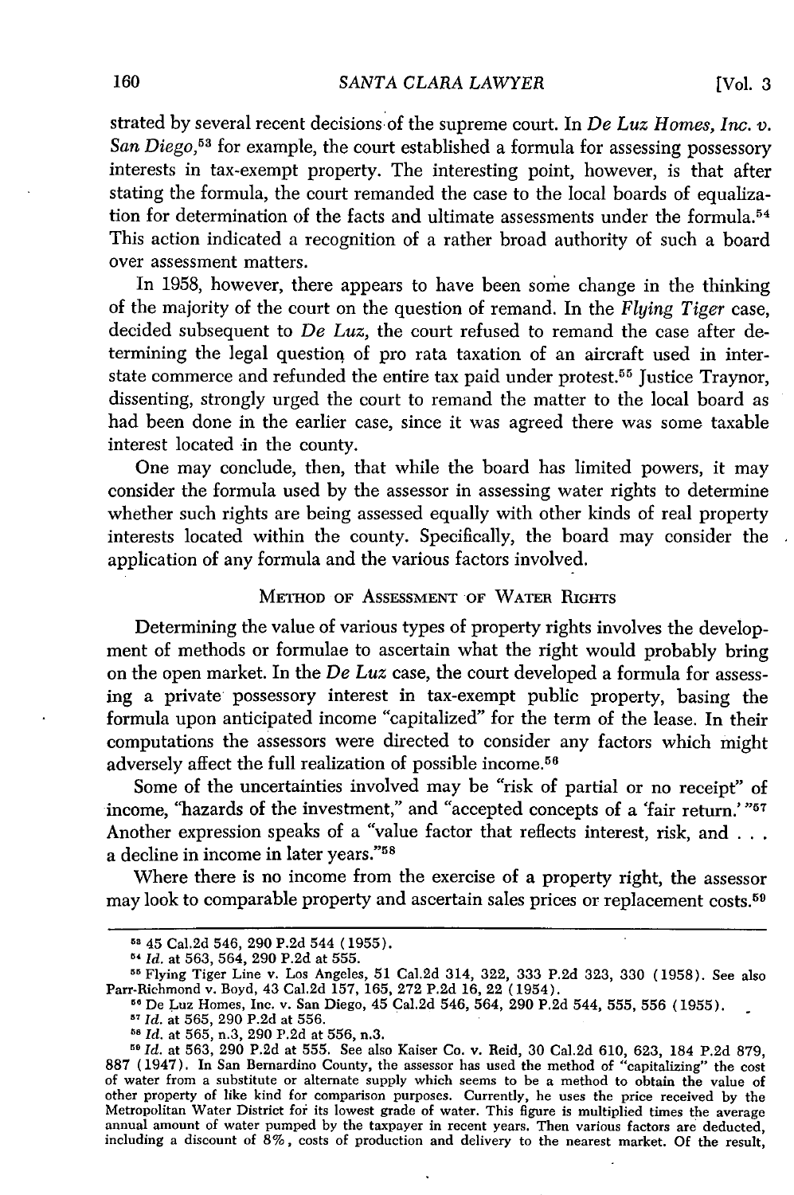strated by several recent decisions of the supreme court. In *De Luz Homes, Inc. v. San Diego*,[53] for example, the court established a formula for assessing possessory interests in tax-exempt property. The interesting point, however, is that after stating the formula, the court remanded the case to the local boards of equalization for determination of the facts and ultimate assessments under the formula.[54] This action indicated a recognition of a rather broad authority of such a board over assessment matters.

In 1958, however, there appears to have been some change in the thinking of the majority of the court on the question of remand. In the *Flying Tiger* case, decided subsequent to *De Luz*, the court refused to remand the case after determining the legal question of pro rata taxation of an aircraft used in interstate commerce and refunded the entire tax paid under protest.[55] Justice Traynor, dissenting, strongly urged the court to remand the matter to the local board as had been done in the earlier case, since it was agreed there was some taxable interest located in the county.

One may conclude, then, that while the board has limited powers, it may consider the formula used by the assessor in assessing water rights to determine whether such rights are being assessed equally with other kinds of real property interests located within the county. Specifically, the board may consider the application of any formula and the various factors involved.

## METHOD OF ASSESSMENT OF WATER RIGHTS

Determining the value of various types of property rights involves the development of methods or formulae to ascertain what the right would probably bring on the open market. In the *De Luz* case, the court developed a formula for assessing a private possessory interest in tax-exempt public property, basing the formula upon anticipated income "capitalized" for the term of the lease. In their computations the assessors were directed to consider any factors which might adversely affect the full realization of possible income.[56]

Some of the uncertainties involved may be "risk of partial or no receipt" of income, "hazards of the investment," and "accepted concepts of a 'fair return.'"[57] Another expression speaks of a "value factor that reflects interest, risk, and . . . a decline in income in later years."[58]

Where there is no income from the exercise of a property right, the assessor may look to comparable property and ascertain sales prices or replacement costs.[59]

---

[53] 45 Cal.2d 546, 290 P.2d 544 (1955).

[54] *Id.* at 563, 564, 290 P.2d at 555.

[55] Flying Tiger Line v. Los Angeles, 51 Cal.2d 314, 322, 333 P.2d 323, 330 (1958). See also Parr-Richmond v. Boyd, 43 Cal.2d 157, 165, 272 P.2d 16, 22 (1954).

[56] De Luz Homes, Inc. v. San Diego, 45 Cal.2d 546, 564, 290 P.2d 544, 555, 556 (1955).

[57] *Id.* at 565, 290 P.2d at 556.

[58] *Id.* at 565, n.3, 290 P.2d at 556, n.3.

[59] *Id.* at 563, 290 P.2d at 555. See also Kaiser Co. v. Reid, 30 Cal.2d 610, 623, 184 P.2d 879, 887 (1947). In San Bernardino County, the assessor has used the method of "capitalizing" the cost of water from a substitute or alternate supply which seems to be a method to obtain the value of other property of like kind for comparison purposes. Currently, he uses the price received by the Metropolitan Water District for its lowest grade of water. This figure is multiplied times the average annual amount of water pumped by the taxpayer in recent years. Then various factors are deducted, including a discount of 8%, costs of production and delivery to the nearest market. Of the result,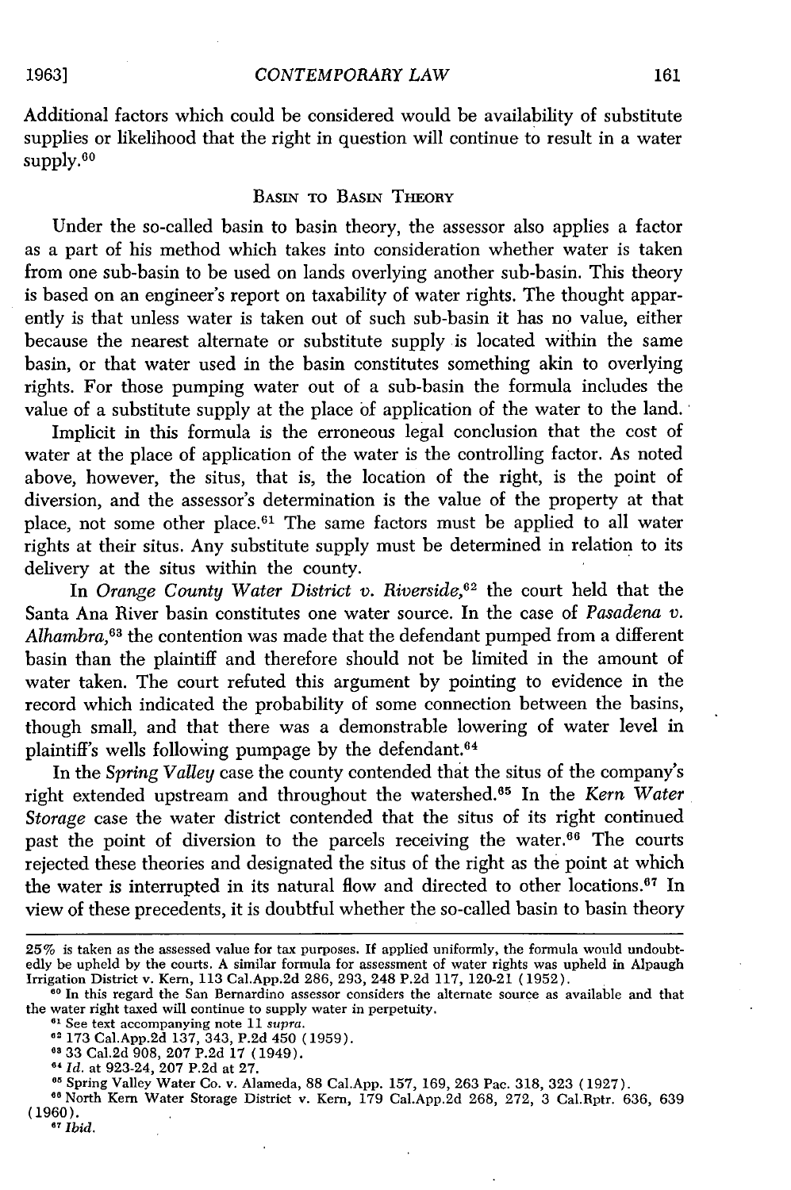Additional factors which could be considered would be availability of substitute supplies or likelihood that the right in question will continue to result in a water supply.[60]

## BASIN TO BASIN THEORY

Under the so-called basin to basin theory, the assessor also applies a factor as a part of his method which takes into consideration whether water is taken from one sub-basin to be used on lands overlying another sub-basin. This theory is based on an engineer's report on taxability of water rights. The thought apparently is that unless water is taken out of such sub-basin it has no value, either because the nearest alternate or substitute supply is located within the same basin, or that water used in the basin constitutes something akin to overlying rights. For those pumping water out of a sub-basin the formula includes the value of a substitute supply at the place of application of the water to the land.

Implicit in this formula is the erroneous legal conclusion that the cost of water at the place of application of the water is the controlling factor. As noted above, however, the situs, that is, the location of the right, is the point of diversion, and the assessor's determination is the value of the property at that place, not some other place.[61] The same factors must be applied to all water rights at their situs. Any substitute supply must be determined in relation to its delivery at the situs within the county.

In *Orange County Water District v. Riverside*,[62] the court held that the Santa Ana River basin constitutes one water source. In the case of *Pasadena v. Alhambra*,[63] the contention was made that the defendant pumped from a different basin than the plaintiff and therefore should not be limited in the amount of water taken. The court refuted this argument by pointing to evidence in the record which indicated the probability of some connection between the basins, though small, and that there was a demonstrable lowering of water level in plaintiff's wells following pumpage by the defendant.[64]

In the *Spring Valley* case the county contended that the situs of the company's right extended upstream and throughout the watershed.[65] In the *Kern Water Storage* case the water district contended that the situs of its right continued past the point of diversion to the parcels receiving the water.[66] The courts rejected these theories and designated the situs of the right as the point at which the water is interrupted in its natural flow and directed to other locations.[67] In view of these precedents, it is doubtful whether the so-called basin to basin theory

---

25% is taken as the assessed value for tax purposes. If applied uniformly, the formula would undoubtedly be upheld by the courts. A similar formula for assessment of water rights was upheld in Alpaugh Irrigation District v. Kern, 113 Cal.App.2d 286, 293, 248 P.2d 117, 120-21 (1952).

[60] In this regard the San Bernardino assessor considers the alternate source as available and that the water right taxed will continue to supply water in perpetuity.

[61] See text accompanying note 11 *supra*.

[62] 173 Cal.App.2d 137, 343, P.2d 450 (1959).

[63] 33 Cal.2d 908, 207 P.2d 17 (1949).

[64] *Id.* at 923-24, 207 P.2d at 27.

[65] Spring Valley Water Co. v. Alameda, 88 Cal.App. 157, 169, 263 Pac. 318, 323 (1927).

[66] North Kern Water Storage District v. Kern, 179 Cal.App.2d 268, 272, 3 Cal.Rptr. 636, 639 (1960).

[67] *Ibid.*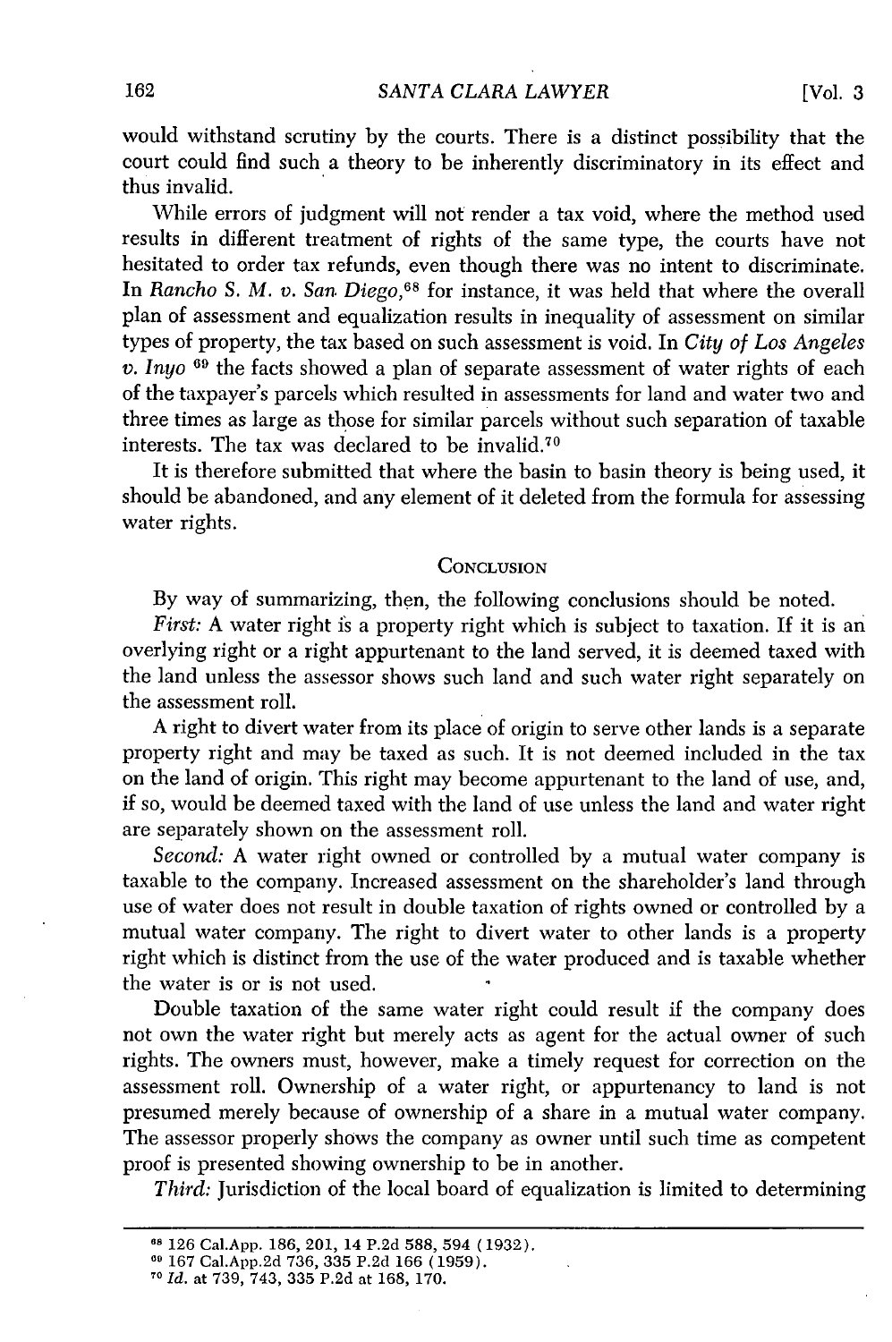would withstand scrutiny by the courts. There is a distinct possibility that the court could find such a theory to be inherently discriminatory in its effect and thus invalid.

While errors of judgment will not render a tax void, where the method used results in different treatment of rights of the same type, the courts have not hesitated to order tax refunds, even though there was no intent to discriminate. In *Rancho S. M. v. San Diego*,[68] for instance, it was held that where the overall plan of assessment and equalization results in inequality of assessment on similar types of property, the tax based on such assessment is void. In *City of Los Angeles v. Inyo* [69] the facts showed a plan of separate assessment of water rights of each of the taxpayer's parcels which resulted in assessments for land and water two and three times as large as those for similar parcels without such separation of taxable interests. The tax was declared to be invalid.[70]

It is therefore submitted that where the basin to basin theory is being used, it should be abandoned, and any element of it deleted from the formula for assessing water rights.

## CONCLUSION

By way of summarizing, then, the following conclusions should be noted.

*First:* A water right is a property right which is subject to taxation. If it is an overlying right or a right appurtenant to the land served, it is deemed taxed with the land unless the assessor shows such land and such water right separately on the assessment roll.

A right to divert water from its place of origin to serve other lands is a separate property right and may be taxed as such. It is not deemed included in the tax on the land of origin. This right may become appurtenant to the land of use, and, if so, would be deemed taxed with the land of use unless the land and water right are separately shown on the assessment roll.

*Second:* A water right owned or controlled by a mutual water company is taxable to the company. Increased assessment on the shareholder's land through use of water does not result in double taxation of rights owned or controlled by a mutual water company. The right to divert water to other lands is a property right which is distinct from the use of the water produced and is taxable whether the water is or is not used.

Double taxation of the same water right could result if the company does not own the water right but merely acts as agent for the actual owner of such rights. The owners must, however, make a timely request for correction on the assessment roll. Ownership of a water right, or appurtenancy to land is not presumed merely because of ownership of a share in a mutual water company. The assessor properly shows the company as owner until such time as competent proof is presented showing ownership to be in another.

*Third:* Jurisdiction of the local board of equalization is limited to determining

---

[68] 126 Cal.App. 186, 201, 14 P.2d 588, 594 (1932).

[69] 167 Cal.App.2d 736, 335 P.2d 166 (1959).

[70] *Id.* at 739, 743, 335 P.2d at 168, 170.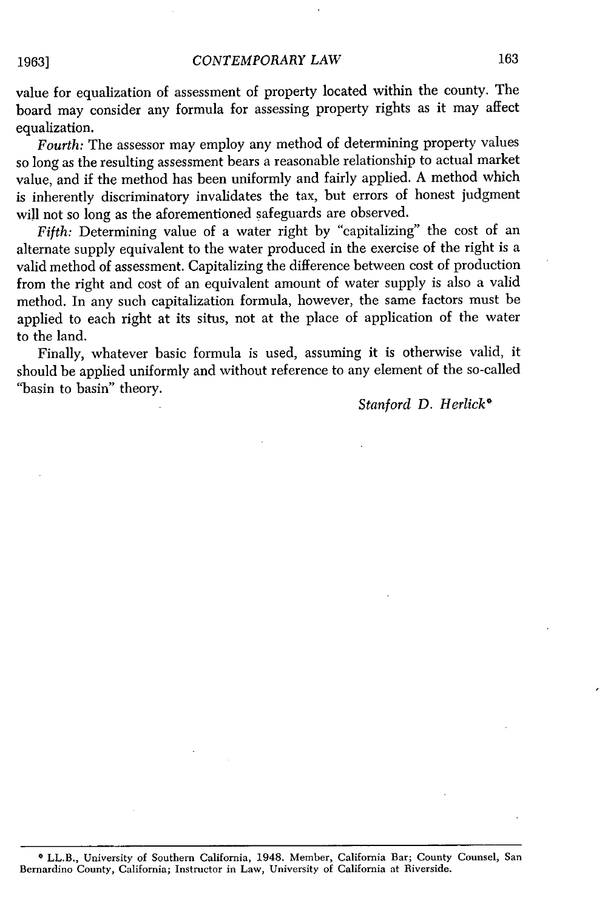value for equalization of assessment of property located within the county. The board may consider any formula for assessing property rights as it may affect equalization.

*Fourth:* The assessor may employ any method of determining property values so long as the resulting assessment bears a reasonable relationship to actual market value, and if the method has been uniformly and fairly applied. A method which is inherently discriminatory invalidates the tax, but errors of honest judgment will not so long as the aforementioned safeguards are observed.

*Fifth:* Determining value of a water right by "capitalizing" the cost of an alternate supply equivalent to the water produced in the exercise of the right is a valid method of assessment. Capitalizing the difference between cost of production from the right and cost of an equivalent amount of water supply is also a valid method. In any such capitalization formula, however, the same factors must be applied to each right at its situs, not at the place of application of the water to the land.

Finally, whatever basic formula is used, assuming it is otherwise valid, it should be applied uniformly and without reference to any element of the so-called "basin to basin" theory.

*Stanford D. Herlick*[*]

---

[*] LL.B., University of Southern California, 1948. Member, California Bar; County Counsel, San Bernardino County, California; Instructor in Law, University of California at Riverside.